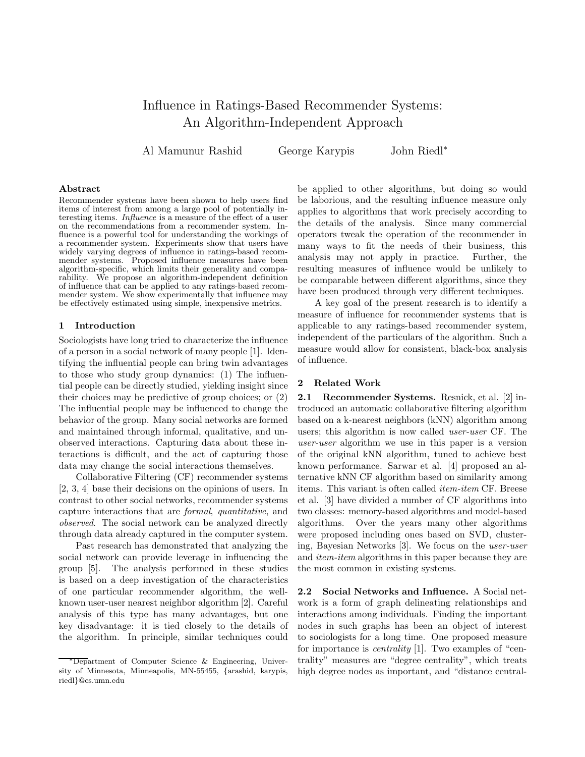# Influence in Ratings-Based Recommender Systems: An Algorithm-Independent Approach

Al Mamunur Rashid George Karypis John Riedl*

### Abstract

Recommender systems have been shown to help users find items of interest from among a large pool of potentially interesting items. *Influence* is a measure of the effect of a user on the recommendations from a recommender system. Influence is a powerful tool for understanding the workings of a recommender system. Experiments show that users have widely varying degrees of influence in ratings-based recommender systems. Proposed influence measures have been algorithm-specific, which limits their generality and comparability. We propose an algorithm-independent definition of influence that can be applied to any ratings-based recommender system. We show experimentally that influence may be effectively estimated using simple, inexpensive metrics.

## 1 Introduction

Sociologists have long tried to characterize the influence of a person in a social network of many people [1]. Identifying the influential people can bring twin advantages to those who study group dynamics: (1) The influential people can be directly studied, yielding insight since their choices may be predictive of group choices; or (2) The influential people may be influenced to change the behavior of the group. Many social networks are formed and maintained through informal, qualitative, and unobserved interactions. Capturing data about these interactions is difficult, and the act of capturing those data may change the social interactions themselves.

Collaborative Filtering (CF) recommender systems [2, 3, 4] base their decisions on the opinions of users. In contrast to other social networks, recommender systems capture interactions that are *formal*, *quantitative*, and *observed*. The social network can be analyzed directly through data already captured in the computer system.

Past research has demonstrated that analyzing the social network can provide leverage in influencing the group [5]. The analysis performed in these studies is based on a deep investigation of the characteristics of one particular recommender algorithm, the well-known user-user nearest neighbor algorithm [2]. Careful analysis of this type has many advantages, but one key disadvantage: it is tied closely to the details of the algorithm. In principle, similar techniques could be applied to other algorithms, but doing so would be laborious, and the resulting influence measure only applies to algorithms that work precisely according to the details of the analysis. Since many commercial operators tweak the operation of the recommender in many ways to fit the needs of their business, this analysis may not apply in practice. Further, the resulting measures of influence would be unlikely to be comparable between different algorithms, since they have been produced through very different techniques.

A key goal of the present research is to identify a measure of influence for recommender systems that is applicable to any ratings-based recommender system, independent of the particulars of the algorithm. Such a measure would allow for consistent, black-box analysis of influence.

## 2 Related Work

**2.1 Recommender Systems.** Resnick, et al. [2] introduced an automatic collaborative filtering algorithm based on a k-nearest neighbors (kNN) algorithm among users; this algorithm is now called *user-user* CF. The *user-user* algorithm we use in this paper is a version of the original kNN algorithm, tuned to achieve best known performance. Sarwar et al. [4] proposed an alternative kNN CF algorithm based on similarity among items. This variant is often called *item-item* CF. Breese et al. [3] have divided a number of CF algorithms into two classes: memory-based algorithms and model-based algorithms. Over the years many other algorithms were proposed including ones based on SVD, clustering, Bayesian Networks [3]. We focus on the *user-user* and *item-item* algorithms in this paper because they are the most common in existing systems.

**2.2 Social Networks and Influence.** A Social network is a form of graph delineating relationships and interactions among individuals. Finding the important nodes in such graphs has been an object of interest to sociologists for a long time. One proposed measure for importance is *centrality* [1]. Two examples of "centrality" measures are "degree centrality", which treats high degree nodes as important, and "distance central-

*Department of Computer Science & Engineering, University of Minnesota, Minneapolis, MN-55455, {arashid, karypis, riedl}@cs.umn.edu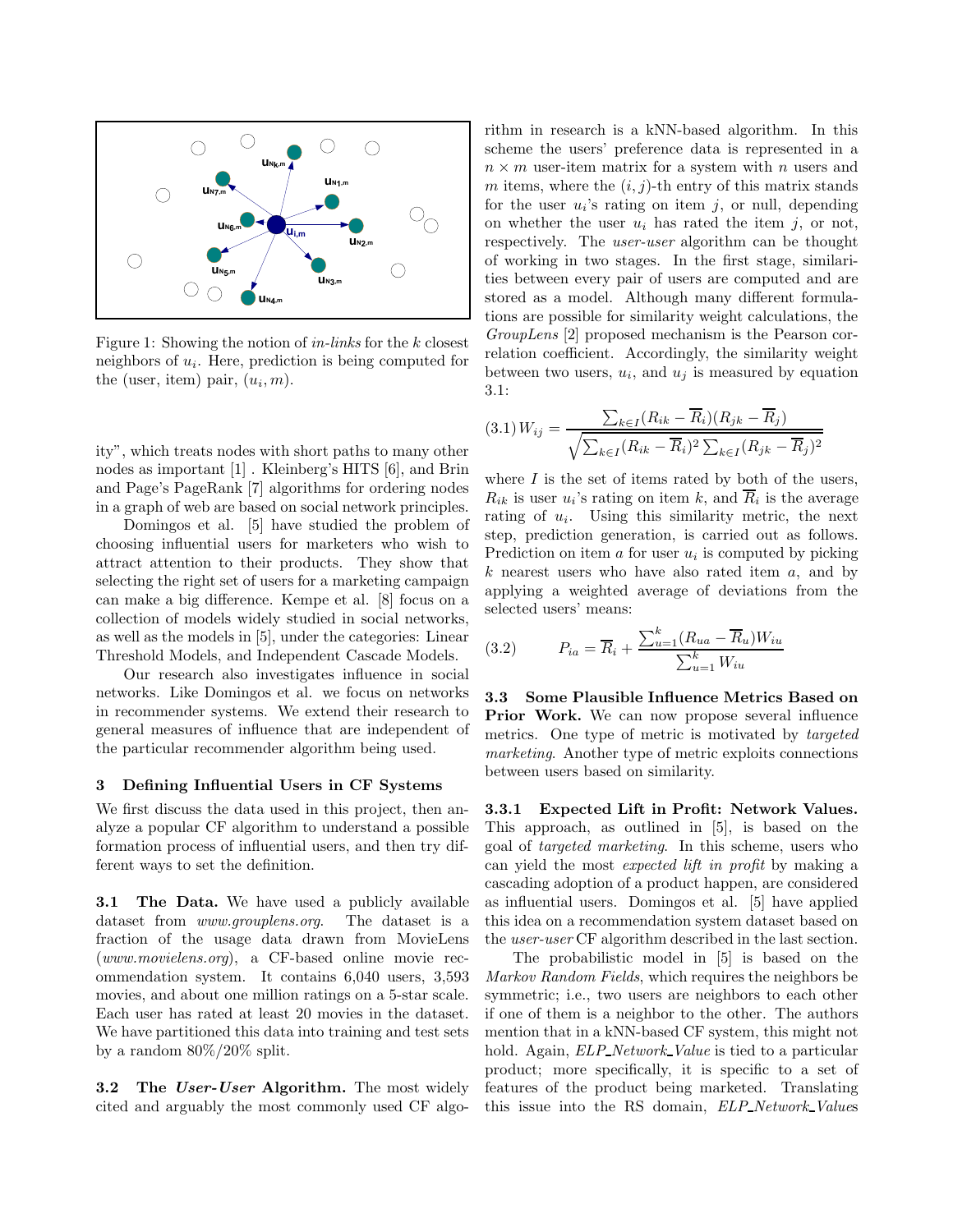Figure 1: Showing the notion of *in-links* for the $k$ closest neighbors of $u_i$. Here, prediction is being computed for the (user, item) pair, $(u_i, m)$.

ity", which treats nodes with short paths to many other nodes as important [1] . Kleinberg's HITS [6], and Brin and Page's PageRank [7] algorithms for ordering nodes in a graph of web are based on social network principles.

Domingos et al. [5] have studied the problem of choosing influential users for marketers who wish to attract attention to their products. They show that selecting the right set of users for a marketing campaign can make a big difference. Kempe et al. [8] focus on a collection of models widely studied in social networks, as well as the models in [5], under the categories: Linear Threshold Models, and Independent Cascade Models.

Our research also investigates influence in social networks. Like Domingos et al. we focus on networks in recommender systems. We extend their research to general measures of influence that are independent of the particular recommender algorithm being used.

## 3 Defining Influential Users in CF Systems

We first discuss the data used in this project, then analyze a popular CF algorithm to understand a possible formation process of influential users, and then try different ways to set the definition.

**3.1 The Data.** We have used a publicly available dataset from *www.grouplens.org*. The dataset is a fraction of the usage data drawn from MovieLens (*www.movielens.org*), a CF-based online movie recommendation system. It contains 6,040 users, 3,593 movies, and about one million ratings on a 5-star scale. Each user has rated at least 20 movies in the dataset. We have partitioned this data into training and test sets by a random 80%/20% split.

**3.2 The *User-User* Algorithm.** The most widely cited and arguably the most commonly used CF algorithm in research is a kNN-based algorithm. In this scheme the users' preference data is represented in a $n \times m$ user-item matrix for a system with $n$ users and $m$ items, where the $(i, j)$-th entry of this matrix stands for the user $u_i$'s rating on item $j$, or null, depending on whether the user $u_i$ has rated the item $j$, or not, respectively. The *user-user* algorithm can be thought of working in two stages. In the first stage, similarities between every pair of users are computed and are stored as a model. Although many different formulations are possible for similarity weight calculations, the *GroupLens* [2] proposed mechanism is the Pearson correlation coefficient. Accordingly, the similarity weight between two users, $u_i$, and $u_j$ is measured by equation 3.1:

$$(3.1)\quad W_{ij} = \frac{\sum_{k \in I}(R_{ik} - \overline{R}_i)(R_{jk} - \overline{R}_j)}{\sqrt{\sum_{k \in I}(R_{ik} - \overline{R}_i)^2 \sum_{k \in I}(R_{jk} - \overline{R}_j)^2}}$$

where $I$ is the set of items rated by both of the users, $R_{ik}$ is user $u_i$'s rating on item $k$, and $\overline{R}_i$ is the average rating of $u_i$. Using this similarity metric, the next step, prediction generation, is carried out as follows. Prediction on item $a$ for user $u_i$ is computed by picking $k$ nearest users who have also rated item $a$, and by applying a weighted average of deviations from the selected users' means:

$$(3.2)\qquad P_{ia} = \overline{R}_i + \frac{\sum_{u=1}^{k}(R_{ua} - \overline{R}_u)W_{iu}}{\sum_{u=1}^{k} W_{iu}}$$

**3.3 Some Plausible Influence Metrics Based on Prior Work.** We can now propose several influence metrics. One type of metric is motivated by *targeted marketing*. Another type of metric exploits connections between users based on similarity.

**3.3.1 Expected Lift in Profit: Network Values.** This approach, as outlined in [5], is based on the goal of *targeted marketing*. In this scheme, users who can yield the most *expected lift in profit* by making a cascading adoption of a product happen, are considered as influential users. Domingos et al. [5] have applied this idea on a recommendation system dataset based on the *user-user* CF algorithm described in the last section.

The probabilistic model in [5] is based on the *Markov Random Fields*, which requires the neighbors be symmetric; i.e., two users are neighbors to each other if one of them is a neighbor to the other. The authors mention that in a kNN-based CF system, this might not hold. Again, *ELP_Network_Value* is tied to a particular product; more specifically, it is specific to a set of features of the product being marketed. Translating this issue into the RS domain, *ELP_Network_Values*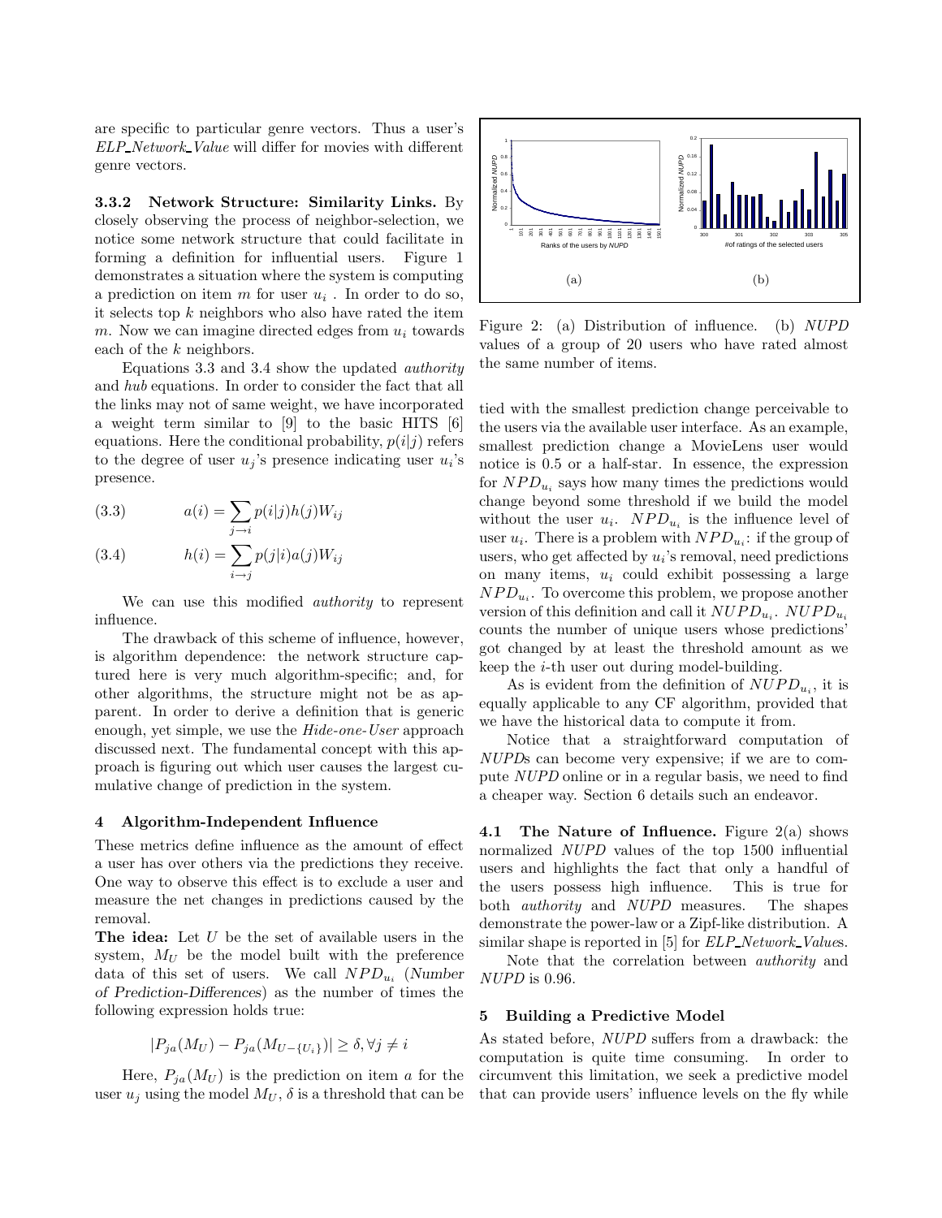are specific to particular genre vectors. Thus a user's *ELP_Network_Value* will differ for movies with different genre vectors.

**3.3.2 Network Structure: Similarity Links.** By closely observing the process of neighbor-selection, we notice some network structure that could facilitate in forming a definition for influential users. Figure 1 demonstrates a situation where the system is computing a prediction on item $m$ for user $u_i$ . In order to do so, it selects top $k$ neighbors who also have rated the item $m$. Now we can imagine directed edges from $u_i$ towards each of the $k$ neighbors.

Equations 3.3 and 3.4 show the updated *authority* and *hub* equations. In order to consider the fact that all the links may not of same weight, we have incorporated a weight term similar to [9] to the basic HITS [6] equations. Here the conditional probability, $p(i|j)$ refers to the degree of user $u_j$'s presence indicating user $u_i$'s presence.

$$a(i) = \sum_{j \to i} p(i|j) h(j) W_{ij} \tag{3.3}$$

$$h(i) = \sum_{i \to j} p(j|i) a(j) W_{ij} \tag{3.4}$$

We can use this modified *authority* to represent influence.

The drawback of this scheme of influence, however, is algorithm dependence: the network structure captured here is very much algorithm-specific; and, for other algorithms, the structure might not be as apparent. In order to derive a definition that is generic enough, yet simple, we use the *Hide-one-User* approach discussed next. The fundamental concept with this approach is figuring out which user causes the largest cumulative change of prediction in the system.

## 4 Algorithm-Independent Influence

These metrics define influence as the amount of effect a user has over others via the predictions they receive. One way to observe this effect is to exclude a user and measure the net changes in predictions caused by the removal.

**The idea:** Let $U$ be the set of available users in the system, $M_U$ be the model built with the preference data of this set of users. We call $NPD_{u_i}$ (*Number of Prediction-Differences*) as the number of times the following expression holds true:

$$|P_{ja}(M_U) - P_{ja}(M_{U-\{U_i\}})| \geq \delta, \forall j \neq i$$

Here, $P_{ja}(M_U)$ is the prediction on item $a$ for the user $u_j$ using the model $M_U$, $\delta$ is a threshold that can be tied with the smallest prediction change perceivable to the users via the available user interface. As an example, smallest prediction change a MovieLens user would notice is 0.5 or a half-star. In essence, the expression for $NPD_{u_i}$ says how many times the predictions would change beyond some threshold if we build the model without the user $u_i$. $NPD_{u_i}$ is the influence level of user $u_i$. There is a problem with $NPD_{u_i}$: if the group of users, who get affected by $u_i$'s removal, need predictions on many items, $u_i$ could exhibit possessing a large $NPD_{u_i}$. To overcome this problem, we propose another version of this definition and call it $NUPD_{u_i}$. $NUPD_{u_i}$ counts the number of unique users whose predictions' got changed by at least the threshold amount as we keep the $i$-th user out during model-building.

As is evident from the definition of $NUPD_{u_i}$, it is equally applicable to any CF algorithm, provided that we have the historical data to compute it from.

Notice that a straightforward computation of *NUPD*s can become very expensive; if we are to compute *NUPD* online or in a regular basis, we need to find a cheaper way. Section 6 details such an endeavor.

Figure 2: (a) Distribution of influence. (b) *NUPD* values of a group of 20 users who have rated almost the same number of items.

**4.1 The Nature of Influence.** Figure 2(a) shows normalized *NUPD* values of the top 1500 influential users and highlights the fact that only a handful of the users possess high influence. This is true for both *authority* and *NUPD* measures. The shapes demonstrate the power-law or a Zipf-like distribution. A similar shape is reported in [5] for *ELP_Network_Value*s.

Note that the correlation between *authority* and *NUPD* is 0.96.

## 5 Building a Predictive Model

As stated before, *NUPD* suffers from a drawback: the computation is quite time consuming. In order to circumvent this limitation, we seek a predictive model that can provide users' influence levels on the fly while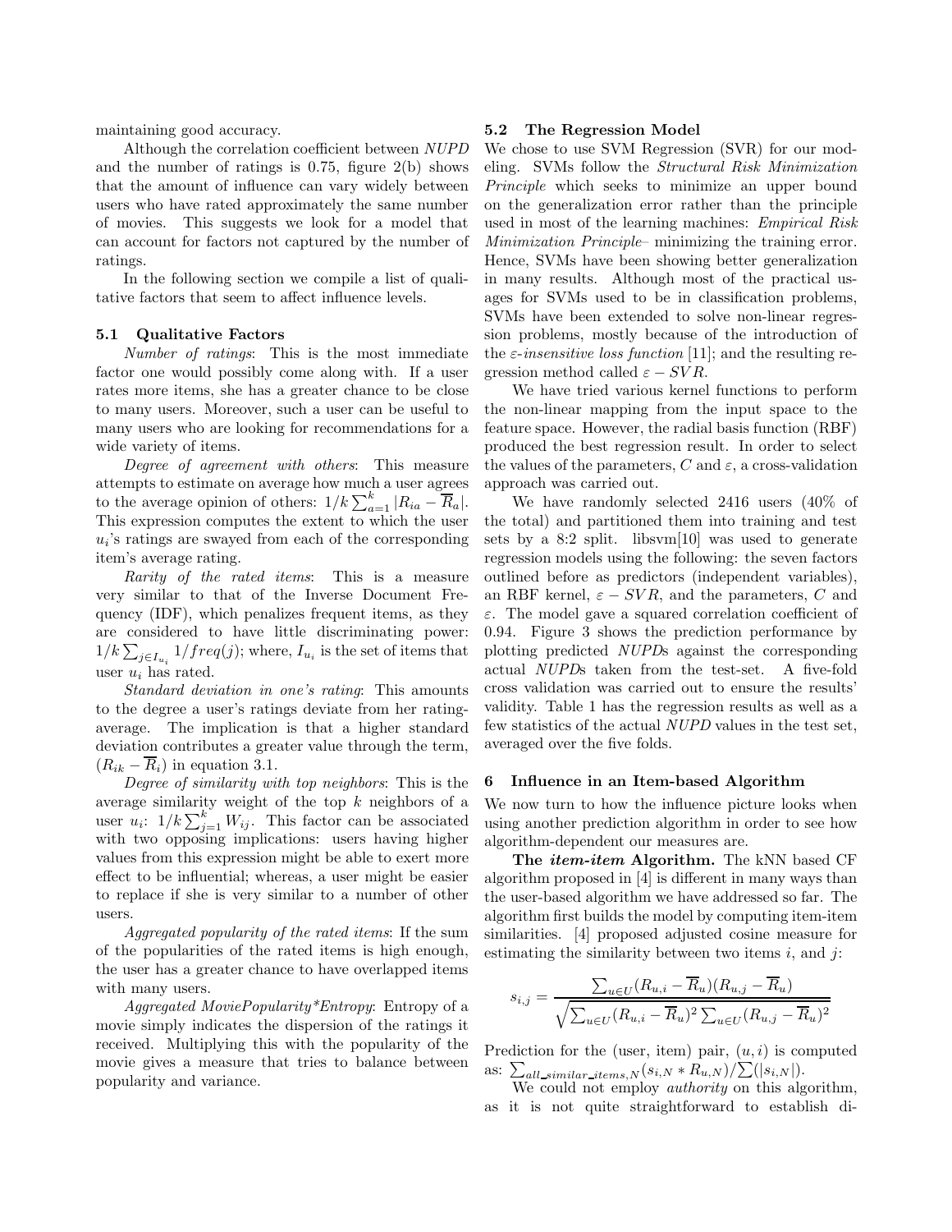maintaining good accuracy.

Although the correlation coefficient between *NUPD* and the number of ratings is 0.75, figure 2(b) shows that the amount of influence can vary widely between users who have rated approximately the same number of movies. This suggests we look for a model that can account for factors not captured by the number of ratings.

In the following section we compile a list of qualitative factors that seem to affect influence levels.

### 5.1 Qualitative Factors

*Number of ratings*: This is the most immediate factor one would possibly come along with. If a user rates more items, she has a greater chance to be close to many users. Moreover, such a user can be useful to many users who are looking for recommendations for a wide variety of items.

*Degree of agreement with others*: This measure attempts to estimate on average how much a user agrees to the average opinion of others: $1/k \sum_{a=1}^{k} |R_{ia} - \overline{R}_a|$. This expression computes the extent to which the user $u_i$'s ratings are swayed from each of the corresponding item's average rating.

*Rarity of the rated items*: This is a measure very similar to that of the Inverse Document Frequency (IDF), which penalizes frequent items, as they are considered to have little discriminating power: $1/k \sum_{j \in I_{u_i}} 1/freq(j)$; where, $I_{u_i}$ is the set of items that user $u_i$ has rated.

*Standard deviation in one's rating*: This amounts to the degree a user's ratings deviate from her rating-average. The implication is that a higher standard deviation contributes a greater value through the term, $(R_{ik} - \overline{R}_i)$ in equation 3.1.

*Degree of similarity with top neighbors*: This is the average similarity weight of the top $k$ neighbors of a user $u_i$: $1/k \sum_{j=1}^{k} W_{ij}$. This factor can be associated with two opposing implications: users having higher values from this expression might be able to exert more effect to be influential; whereas, a user might be easier to replace if she is very similar to a number of other users.

*Aggregated popularity of the rated items*: If the sum of the popularities of the rated items is high enough, the user has a greater chance to have overlapped items with many users.

*Aggregated MoviePopularity\*Entropy*: Entropy of a movie simply indicates the dispersion of the ratings it received. Multiplying this with the popularity of the movie gives a measure that tries to balance between popularity and variance.

### 5.2 The Regression Model

We chose to use SVM Regression (SVR) for our modeling. SVMs follow the *Structural Risk Minimization Principle* which seeks to minimize an upper bound on the generalization error rather than the principle used in most of the learning machines: *Empirical Risk Minimization Principle*– minimizing the training error. Hence, SVMs have been showing better generalization in many results. Although most of the practical usages for SVMs used to be in classification problems, SVMs have been extended to solve non-linear regression problems, mostly because of the introduction of the *ε-insensitive loss function* [11]; and the resulting regression method called $\varepsilon - SVR$.

We have tried various kernel functions to perform the non-linear mapping from the input space to the feature space. However, the radial basis function (RBF) produced the best regression result. In order to select the values of the parameters, $C$ and $\varepsilon$, a cross-validation approach was carried out.

We have randomly selected 2416 users (40% of the total) and partitioned them into training and test sets by a 8:2 split. libsvm[10] was used to generate regression models using the following: the seven factors outlined before as predictors (independent variables), an RBF kernel, $\varepsilon - SVR$, and the parameters, $C$ and $\varepsilon$. The model gave a squared correlation coefficient of 0.94. Figure 3 shows the prediction performance by plotting predicted *NUPD*s against the corresponding actual *NUPD*s taken from the test-set. A five-fold cross validation was carried out to ensure the results' validity. Table 1 has the regression results as well as a few statistics of the actual *NUPD* values in the test set, averaged over the five folds.

## 6 Influence in an Item-based Algorithm

We now turn to how the influence picture looks when using another prediction algorithm in order to see how algorithm-dependent our measures are.

**The *item-item* Algorithm.** The kNN based CF algorithm proposed in [4] is different in many ways than the user-based algorithm we have addressed so far. The algorithm first builds the model by computing item-item similarities. [4] proposed adjusted cosine measure for estimating the similarity between two items $i$, and $j$:

$$s_{i,j} = \frac{\sum_{u \in U}(R_{u,i} - \overline{R}_u)(R_{u,j} - \overline{R}_u)}{\sqrt{\sum_{u \in U}(R_{u,i} - \overline{R}_u)^2 \sum_{u \in U}(R_{u,j} - \overline{R}_u)^2}}$$

Prediction for the (user, item) pair, $(u, i)$ is computed as: $\sum_{all\_similar\_items,N}(s_{i,N} * R_{u,N}) / \sum(|s_{i,N}|)$.

We could not employ *authority* on this algorithm, as it is not quite straightforward to establish di-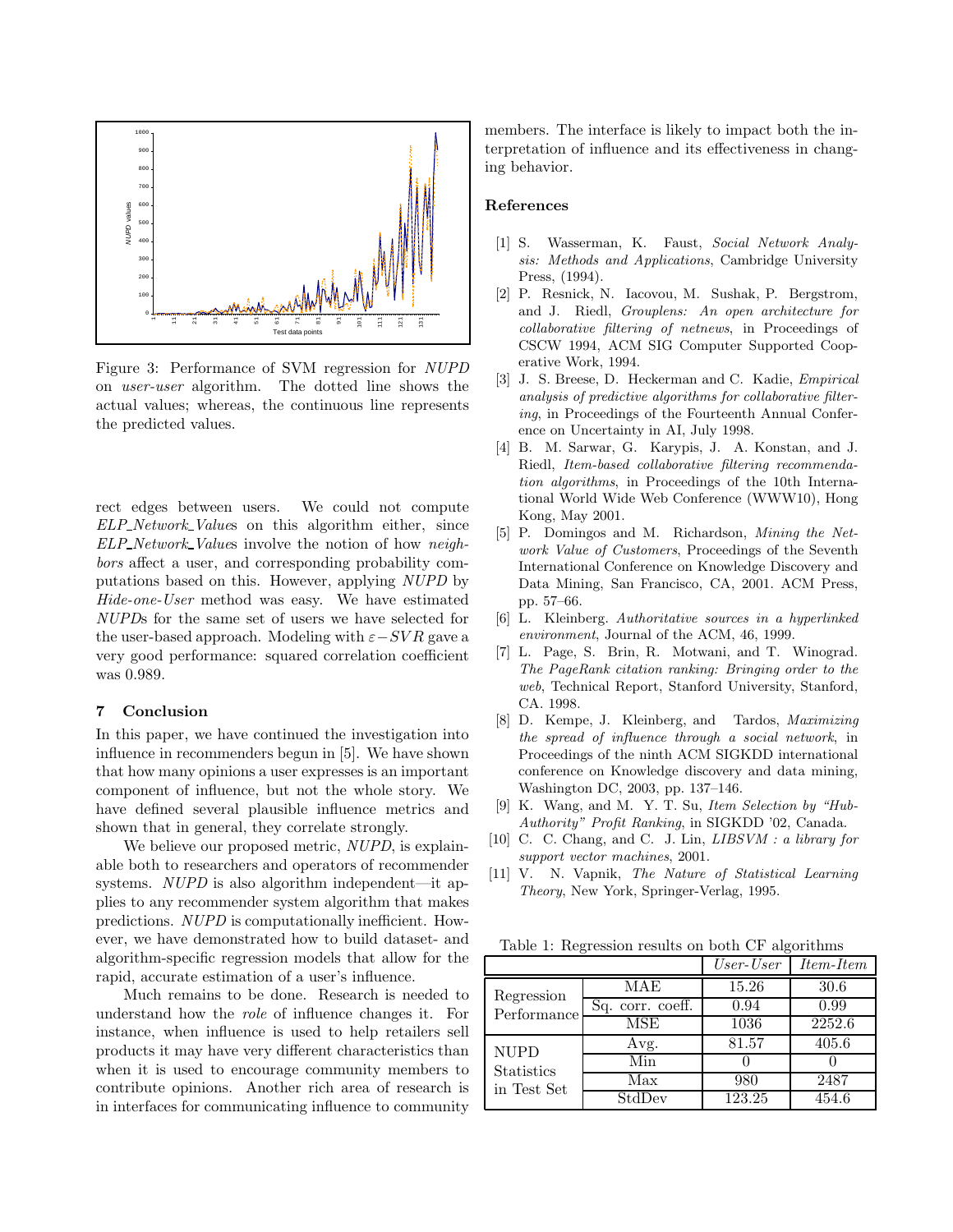1800
900
800
700
600
500
400
300
200
100
0

NUPD values

1
11
21
31
41
51
61
71
81
91
101
111
121
131

Test data points

Figure 3: Performance of SVM regression for *NUPD* on *user-user* algorithm. The dotted line shows the actual values; whereas, the continuous line represents the predicted values.

rect edges between users. We could not compute *ELP_Network_Values* on this algorithm either, since *ELP_Network_Values* involve the notion of how *neighbors* affect a user, and corresponding probability computations based on this. However, applying *NUPD* by *Hide-one-User* method was easy. We have estimated *NUPDs* for the same set of users we have selected for the user-based approach. Modeling with $\varepsilon - SVR$ gave a very good performance: squared correlation coefficient was 0.989.

## 7 Conclusion

In this paper, we have continued the investigation into influence in recommenders begun in [5]. We have shown that how many opinions a user expresses is an important component of influence, but not the whole story. We have defined several plausible influence metrics and shown that in general, they correlate strongly.

We believe our proposed metric, *NUPD*, is explainable both to researchers and operators of recommender systems. *NUPD* is also algorithm independent—it applies to any recommender system algorithm that makes predictions. *NUPD* is computationally inefficient. However, we have demonstrated how to build dataset- and algorithm-specific regression models that allow for the rapid, accurate estimation of a user's influence.

Much remains to be done. Research is needed to understand how the *role* of influence changes it. For instance, when influence is used to help retailers sell products it may have very different characteristics than when it is used to encourage community members to contribute opinions. Another rich area of research is in interfaces for communicating influence to community members. The interface is likely to impact both the interpretation of influence and its effectiveness in changing behavior.

## References

[1] S. Wasserman, K. Faust, *Social Network Analysis: Methods and Applications*, Cambridge University Press, (1994).

[2] P. Resnick, N. Iacovou, M. Sushak, P. Bergstrom, and J. Riedl, *Grouplens: An open architecture for collaborative filtering of netnews*, in Proceedings of CSCW 1994, ACM SIG Computer Supported Cooperative Work, 1994.

[3] J. S. Breese, D. Heckerman and C. Kadie, *Empirical analysis of predictive algorithms for collaborative filtering*, in Proceedings of the Fourteenth Annual Conference on Uncertainty in AI, July 1998.

[4] B. M. Sarwar, G. Karypis, J. A. Konstan, and J. Riedl, *Item-based collaborative filtering recommendation algorithms*, in Proceedings of the 10th International World Wide Web Conference (WWW10), Hong Kong, May 2001.

[5] P. Domingos and M. Richardson, *Mining the Network Value of Customers*, Proceedings of the Seventh International Conference on Knowledge Discovery and Data Mining, San Francisco, CA, 2001. ACM Press, pp. 57–66.

[6] L. Kleinberg. *Authoritative sources in a hyperlinked environment*, Journal of the ACM, 46, 1999.

[7] L. Page, S. Brin, R. Motwani, and T. Winograd. *The PageRank citation ranking: Bringing order to the web*, Technical Report, Stanford University, Stanford, CA. 1998.

[8] D. Kempe, J. Kleinberg, and Tardos, *Maximizing the spread of influence through a social network*, in Proceedings of the ninth ACM SIGKDD international conference on Knowledge discovery and data mining, Washington DC, 2003, pp. 137–146.

[9] K. Wang, and M. Y. T. Su, *Item Selection by "Hub-Authority" Profit Ranking*, in SIGKDD '02, Canada.

[10] C. C. Chang, and C. J. Lin, *LIBSVM : a library for support vector machines*, 2001.

[11] V. N. Vapnik, *The Nature of Statistical Learning Theory*, New York, Springer-Verlag, 1995.

Table 1: Regression results on both CF algorithms

| | | *User-User* | *Item-Item* |
|---|---|---|---|
| Regression Performance | MAE | 15.26 | 30.6 |
| | Sq. corr. coeff. | 0.94 | 0.99 |
| | MSE | 1036 | 2252.6 |
| NUPD Statistics in Test Set | Avg. | 81.57 | 405.6 |
| | Min | 0 | 0 |
| | Max | 980 | 2487 |
| | StdDev | 123.25 | 454.6 |